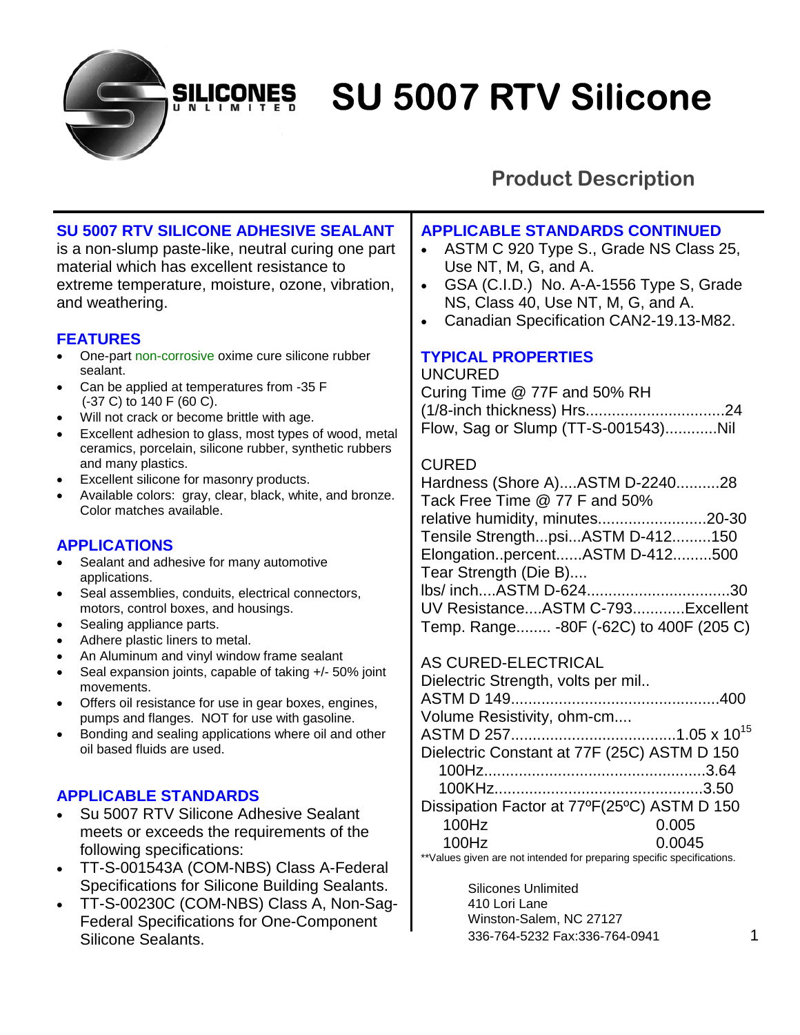# SU 5007 RTV Silicone

## Product Description

### SU 5007 RTV SILICONE ADHESIVE SEALANT

is a non-slump paste-like, neutral curing one part material which has excellent resistance to extreme temperature, moisture, ozone, vibration, and weathering.

### FEATURES

- One-part non-corrosive oxime cure silicone rubber sealant.
- Can be applied at temperatures from -35 F (-37 C) to 140 F (60 C).
- Will not crack or become brittle with age.
- Excellent adhesion to glass, most types of wood, metal ceramics, porcelain, silicone rubber, synthetic rubbers and many plastics.
- Excellent silicone for masonry products.
- Available colors: gray, clear, black, white, and bronze. Color matches available.

### APPLICATIONS

- Sealant and adhesive for many automotive applications.
- Seal assemblies, conduits, electrical connectors, motors, control boxes, and housings.
- Sealing appliance parts.
- Adhere plastic liners to metal.
- An Aluminum and vinyl window frame sealant
- Seal expansion joints, capable of taking +/- 50% joint movements.
- Offers oil resistance for use in gear boxes, engines, pumps and flanges. NOT for use with gasoline.
- Bonding and sealing applications where oil and other oil based fluids are used.

### APPLICABLE STANDARDS

- Su 5007 RTV Silicone Adhesive Sealant meets or exceeds the requirements of the following specifications:
- TT-S-001543A (COM-NBS) Class A-Federal Specifications for Silicone Building Sealants.
- TT-S-00230C (COM-NBS) Class A, Non-Sag-Federal Specifications for One-Component Silicone Sealants.

### APPLICABLE STANDARDS CONTINUED

- ASTM C 920 Type S., Grade NS Class 25, Use NT, M, G, and A.
- GSA (C.I.D.) No. A-A-1556 Type S, Grade NS, Class 40, Use NT, M, G, and A.
- Canadian Specification CAN2-19.13-M82.

### TYPICAL PROPERTIES

UNCURED

Curing Time @ 77F and 50% RH (1/8-inch thickness) Hrs................................24
Flow, Sag or Slump (TT-S-001543)............Nil

CURED

Hardness (Shore A)....ASTM D-2240..........28
Tack Free Time @ 77 F and 50% relative humidity, minutes.........................20-30
Tensile Strength...psi...ASTM D-412.........150
Elongation..percent......ASTM D-412.........500
Tear Strength (Die B).... lbs/ inch....ASTM D-624.................................30
UV Resistance....ASTM C-793............Excellent
Temp. Range........ -80F (-62C) to 400F (205 C)

AS CURED-ELECTRICAL

Dielectric Strength, volts per mil.. ASTM D 149...............................................400
Volume Resistivity, ohm-cm.... ASTM D 257.....................................$1.05 \times 10^{15}$
Dielectric Constant at 77F (25C) ASTM D 150
100Hz..................................................3.64
100KHz...............................................3.50
Dissipation Factor at 77ºF(25ºC) ASTM D 150
100Hz 0.005
100Hz 0.0045

**Values given are not intended for preparing specific specifications.

Silicones Unlimited
410 Lori Lane
Winston-Salem, NC 27127
336-764-5232 Fax:336-764-0941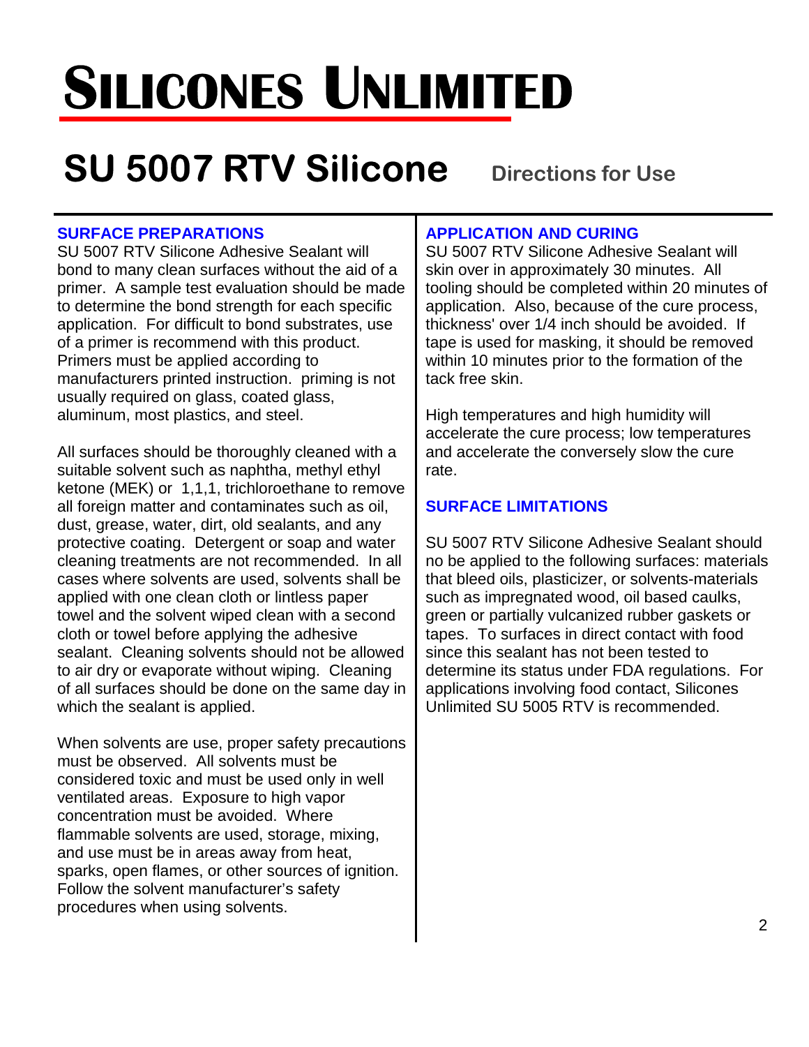# SILICONES UNLIMITED

## SU 5007 RTV Silicone Directions for Use

### SURFACE PREPARATIONS

SU 5007 RTV Silicone Adhesive Sealant will bond to many clean surfaces without the aid of a primer. A sample test evaluation should be made to determine the bond strength for each specific application. For difficult to bond substrates, use of a primer is recommend with this product. Primers must be applied according to manufacturers printed instruction. priming is not usually required on glass, coated glass, aluminum, most plastics, and steel.

All surfaces should be thoroughly cleaned with a suitable solvent such as naphtha, methyl ethyl ketone (MEK) or 1,1,1, trichloroethane to remove all foreign matter and contaminates such as oil, dust, grease, water, dirt, old sealants, and any protective coating. Detergent or soap and water cleaning treatments are not recommended. In all cases where solvents are used, solvents shall be applied with one clean cloth or lintless paper towel and the solvent wiped clean with a second cloth or towel before applying the adhesive sealant. Cleaning solvents should not be allowed to air dry or evaporate without wiping. Cleaning of all surfaces should be done on the same day in which the sealant is applied.

When solvents are use, proper safety precautions must be observed. All solvents must be considered toxic and must be used only in well ventilated areas. Exposure to high vapor concentration must be avoided. Where flammable solvents are used, storage, mixing, and use must be in areas away from heat, sparks, open flames, or other sources of ignition. Follow the solvent manufacturer's safety procedures when using solvents.

### APPLICATION AND CURING

SU 5007 RTV Silicone Adhesive Sealant will skin over in approximately 30 minutes. All tooling should be completed within 20 minutes of application. Also, because of the cure process, thickness' over 1/4 inch should be avoided. If tape is used for masking, it should be removed within 10 minutes prior to the formation of the tack free skin.

High temperatures and high humidity will accelerate the cure process; low temperatures and accelerate the conversely slow the cure rate.

### SURFACE LIMITATIONS

SU 5007 RTV Silicone Adhesive Sealant should no be applied to the following surfaces: materials that bleed oils, plasticizer, or solvents-materials such as impregnated wood, oil based caulks, green or partially vulcanized rubber gaskets or tapes. To surfaces in direct contact with food since this sealant has not been tested to determine its status under FDA regulations. For applications involving food contact, Silicones Unlimited SU 5005 RTV is recommended.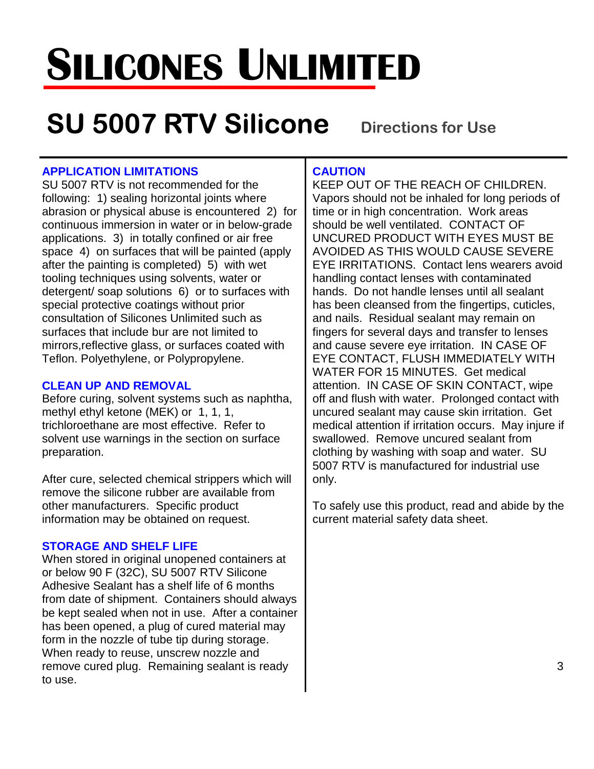# SILICONES UNLIMITED

## SU 5007 RTV Silicone Directions for Use

### APPLICATION LIMITATIONS

SU 5007 RTV is not recommended for the following: 1) sealing horizontal joints where abrasion or physical abuse is encountered 2) for continuous immersion in water or in below-grade applications. 3) in totally confined or air free space 4) on surfaces that will be painted (apply after the painting is completed) 5) with wet tooling techniques using solvents, water or detergent/ soap solutions 6) or to surfaces with special protective coatings without prior consultation of Silicones Unlimited such as surfaces that include bur are not limited to mirrors,reflective glass, or surfaces coated with Teflon. Polyethylene, or Polypropylene.

### CLEAN UP AND REMOVAL

Before curing, solvent systems such as naphtha, methyl ethyl ketone (MEK) or 1, 1, 1, trichloroethane are most effective. Refer to solvent use warnings in the section on surface preparation.

After cure, selected chemical strippers which will remove the silicone rubber are available from other manufacturers. Specific product information may be obtained on request.

### STORAGE AND SHELF LIFE

When stored in original unopened containers at or below 90 F (32C), SU 5007 RTV Silicone Adhesive Sealant has a shelf life of 6 months from date of shipment. Containers should always be kept sealed when not in use. After a container has been opened, a plug of cured material may form in the nozzle of tube tip during storage. When ready to reuse, unscrew nozzle and remove cured plug. Remaining sealant is ready to use.

### CAUTION

KEEP OUT OF THE REACH OF CHILDREN. Vapors should not be inhaled for long periods of time or in high concentration. Work areas should be well ventilated. CONTACT OF UNCURED PRODUCT WITH EYES MUST BE AVOIDED AS THIS WOULD CAUSE SEVERE EYE IRRITATIONS. Contact lens wearers avoid handling contact lenses with contaminated hands. Do not handle lenses until all sealant has been cleansed from the fingertips, cuticles, and nails. Residual sealant may remain on fingers for several days and transfer to lenses and cause severe eye irritation. IN CASE OF EYE CONTACT, FLUSH IMMEDIATELY WITH WATER FOR 15 MINUTES. Get medical attention. IN CASE OF SKIN CONTACT, wipe off and flush with water. Prolonged contact with uncured sealant may cause skin irritation. Get medical attention if irritation occurs. May injure if swallowed. Remove uncured sealant from clothing by washing with soap and water. SU 5007 RTV is manufactured for industrial use only.

To safely use this product, read and abide by the current material safety data sheet.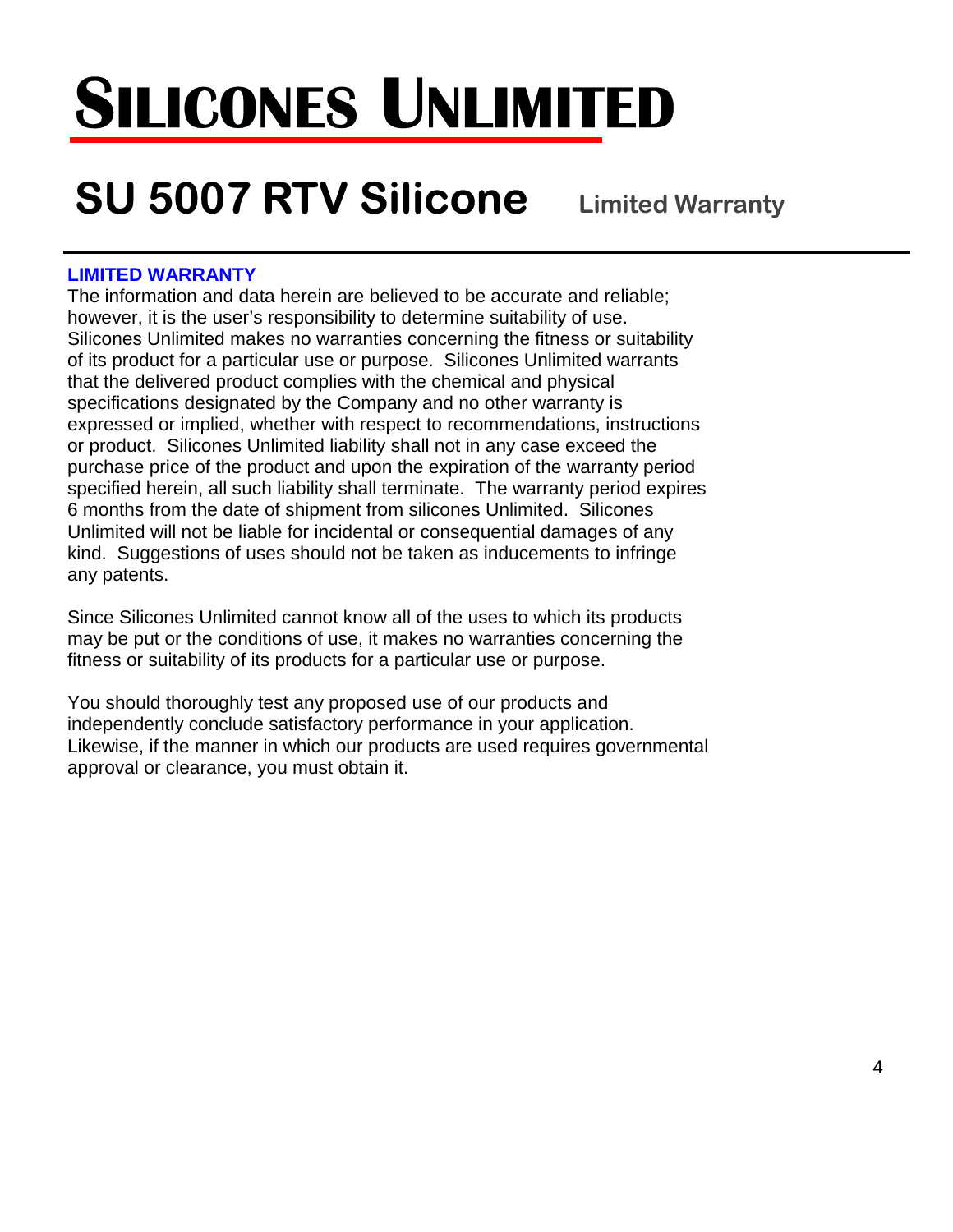# SILICONES UNLIMITED

## SU 5007 RTV Silicone Limited Warranty

### LIMITED WARRANTY

The information and data herein are believed to be accurate and reliable; however, it is the user's responsibility to determine suitability of use. Silicones Unlimited makes no warranties concerning the fitness or suitability of its product for a particular use or purpose. Silicones Unlimited warrants that the delivered product complies with the chemical and physical specifications designated by the Company and no other warranty is expressed or implied, whether with respect to recommendations, instructions or product. Silicones Unlimited liability shall not in any case exceed the purchase price of the product and upon the expiration of the warranty period specified herein, all such liability shall terminate. The warranty period expires 6 months from the date of shipment from silicones Unlimited. Silicones Unlimited will not be liable for incidental or consequential damages of any kind. Suggestions of uses should not be taken as inducements to infringe any patents.

Since Silicones Unlimited cannot know all of the uses to which its products may be put or the conditions of use, it makes no warranties concerning the fitness or suitability of its products for a particular use or purpose.

You should thoroughly test any proposed use of our products and independently conclude satisfactory performance in your application. Likewise, if the manner in which our products are used requires governmental approval or clearance, you must obtain it.